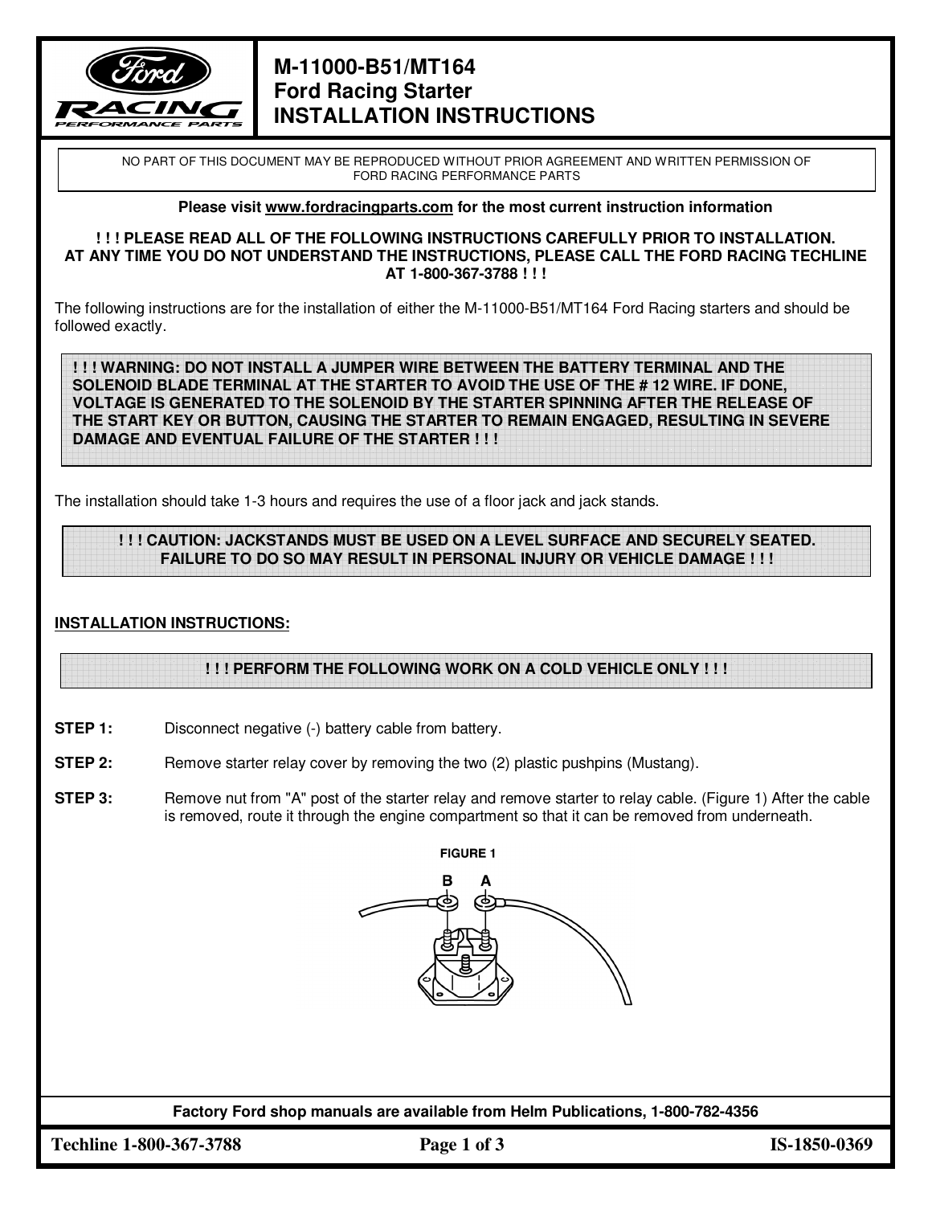# M-11000-B51/MT164
# Ford Racing Starter
# INSTALLATION INSTRUCTIONS

NO PART OF THIS DOCUMENT MAY BE REPRODUCED WITHOUT PRIOR AGREEMENT AND WRITTEN PERMISSION OF FORD RACING PERFORMANCE PARTS

**Please visit www.fordracingparts.com for the most current instruction information**

**! ! ! PLEASE READ ALL OF THE FOLLOWING INSTRUCTIONS CAREFULLY PRIOR TO INSTALLATION. AT ANY TIME YOU DO NOT UNDERSTAND THE INSTRUCTIONS, PLEASE CALL THE FORD RACING TECHLINE AT 1-800-367-3788 ! ! !**

The following instructions are for the installation of either the M-11000-B51/MT164 Ford Racing starters and should be followed exactly.

**! ! ! WARNING: DO NOT INSTALL A JUMPER WIRE BETWEEN THE BATTERY TERMINAL AND THE SOLENOID BLADE TERMINAL AT THE STARTER TO AVOID THE USE OF THE # 12 WIRE. IF DONE, VOLTAGE IS GENERATED TO THE SOLENOID BY THE STARTER SPINNING AFTER THE RELEASE OF THE START KEY OR BUTTON, CAUSING THE STARTER TO REMAIN ENGAGED, RESULTING IN SEVERE DAMAGE AND EVENTUAL FAILURE OF THE STARTER ! ! !**

The installation should take 1-3 hours and requires the use of a floor jack and jack stands.

**! ! ! CAUTION: JACKSTANDS MUST BE USED ON A LEVEL SURFACE AND SECURELY SEATED. FAILURE TO DO SO MAY RESULT IN PERSONAL INJURY OR VEHICLE DAMAGE ! ! !**

## INSTALLATION INSTRUCTIONS:

**! ! ! PERFORM THE FOLLOWING WORK ON A COLD VEHICLE ONLY ! ! !**

**STEP 1:** Disconnect negative (-) battery cable from battery.

**STEP 2:** Remove starter relay cover by removing the two (2) plastic pushpins (Mustang).

**STEP 3:** Remove nut from "A" post of the starter relay and remove starter to relay cable. (Figure 1) After the cable is removed, route it through the engine compartment so that it can be removed from underneath.

**FIGURE 1**

B A

**Factory Ford shop manuals are available from Helm Publications, 1-800-782-4356**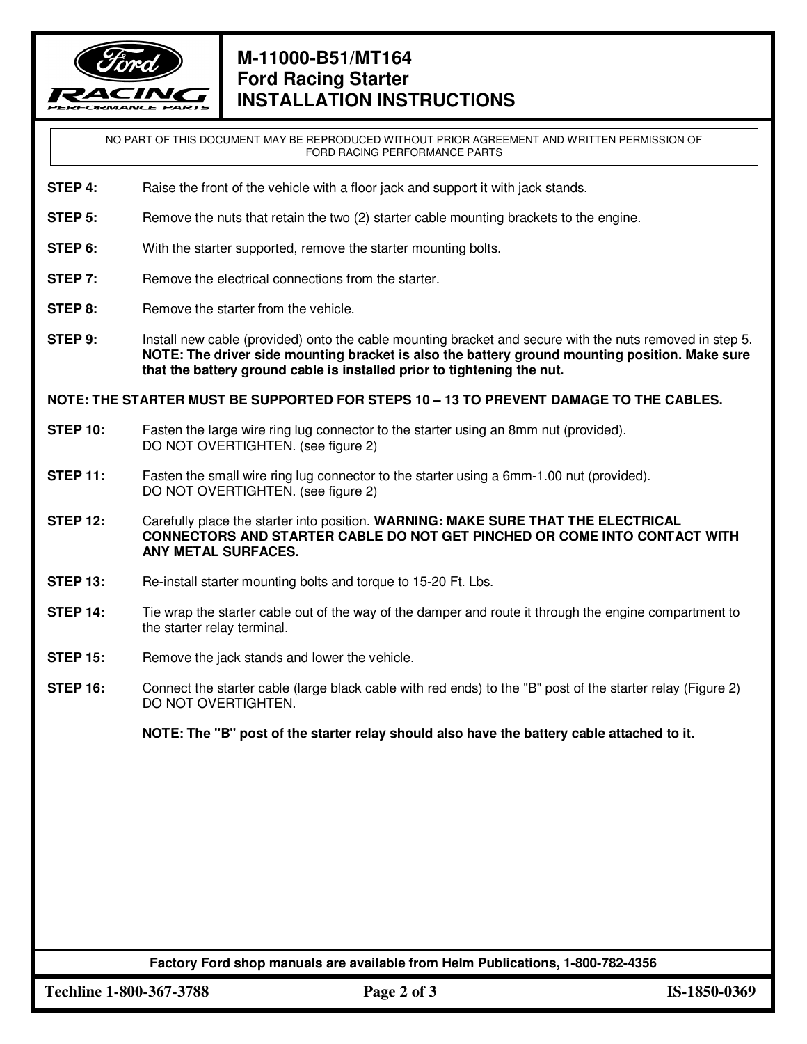# M-11000-B51/MT164
# Ford Racing Starter
# INSTALLATION INSTRUCTIONS

NO PART OF THIS DOCUMENT MAY BE REPRODUCED WITHOUT PRIOR AGREEMENT AND WRITTEN PERMISSION OF FORD RACING PERFORMANCE PARTS

**STEP 4:** Raise the front of the vehicle with a floor jack and support it with jack stands.

**STEP 5:** Remove the nuts that retain the two (2) starter cable mounting brackets to the engine.

**STEP 6:** With the starter supported, remove the starter mounting bolts.

**STEP 7:** Remove the electrical connections from the starter.

**STEP 8:** Remove the starter from the vehicle.

**STEP 9:** Install new cable (provided) onto the cable mounting bracket and secure with the nuts removed in step 5. **NOTE: The driver side mounting bracket is also the battery ground mounting position. Make sure that the battery ground cable is installed prior to tightening the nut.**

**NOTE: THE STARTER MUST BE SUPPORTED FOR STEPS 10 – 13 TO PREVENT DAMAGE TO THE CABLES.**

**STEP 10:** Fasten the large wire ring lug connector to the starter using an 8mm nut (provided). DO NOT OVERTIGHTEN. (see figure 2)

**STEP 11:** Fasten the small wire ring lug connector to the starter using a 6mm-1.00 nut (provided). DO NOT OVERTIGHTEN. (see figure 2)

**STEP 12:** Carefully place the starter into position. **WARNING: MAKE SURE THAT THE ELECTRICAL CONNECTORS AND STARTER CABLE DO NOT GET PINCHED OR COME INTO CONTACT WITH ANY METAL SURFACES.**

**STEP 13:** Re-install starter mounting bolts and torque to 15-20 Ft. Lbs.

**STEP 14:** Tie wrap the starter cable out of the way of the damper and route it through the engine compartment to the starter relay terminal.

**STEP 15:** Remove the jack stands and lower the vehicle.

**STEP 16:** Connect the starter cable (large black cable with red ends) to the "B" post of the starter relay (Figure 2) DO NOT OVERTIGHTEN.

**NOTE: The "B" post of the starter relay should also have the battery cable attached to it.**

**Factory Ford shop manuals are available from Helm Publications, 1-800-782-4356**

**Techline 1-800-367-3788** | **IS-1850-0369**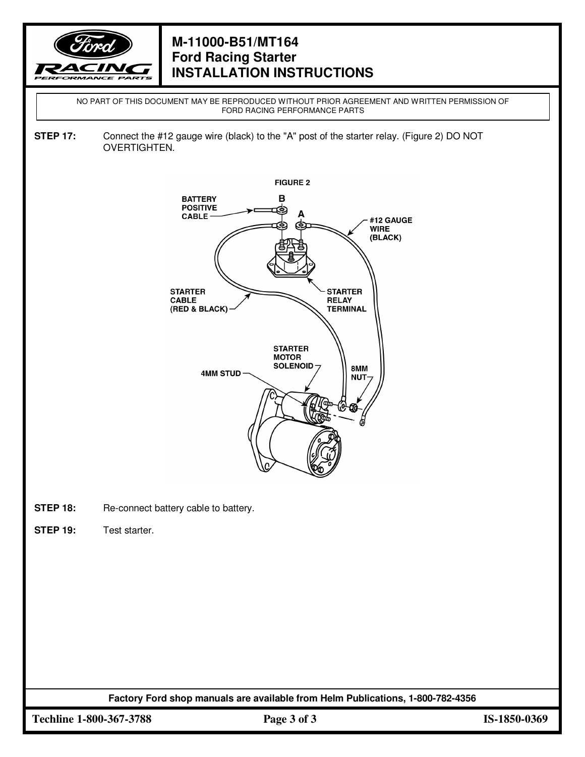# M-11000-B51/MT164 Ford Racing Starter INSTALLATION INSTRUCTIONS

NO PART OF THIS DOCUMENT MAY BE REPRODUCED WITHOUT PRIOR AGREEMENT AND WRITTEN PERMISSION OF FORD RACING PERFORMANCE PARTS

**STEP 17:** Connect the #12 gauge wire (black) to the "A" post of the starter relay. (Figure 2) DO NOT OVERTIGHTEN.

FIGURE 2

B
A
BATTERY POSITIVE CABLE
#12 GAUGE WIRE (BLACK)
STARTER CABLE (RED & BLACK)
STARTER RELAY TERMINAL
STARTER MOTOR SOLENOID
4MM STUD
8MM NUT

**STEP 18:** Re-connect battery cable to battery.

**STEP 19:** Test starter.

**Factory Ford shop manuals are available from Helm Publications, 1-800-782-4356**

**Techline 1-800-367-3788** **IS-1850-0369**